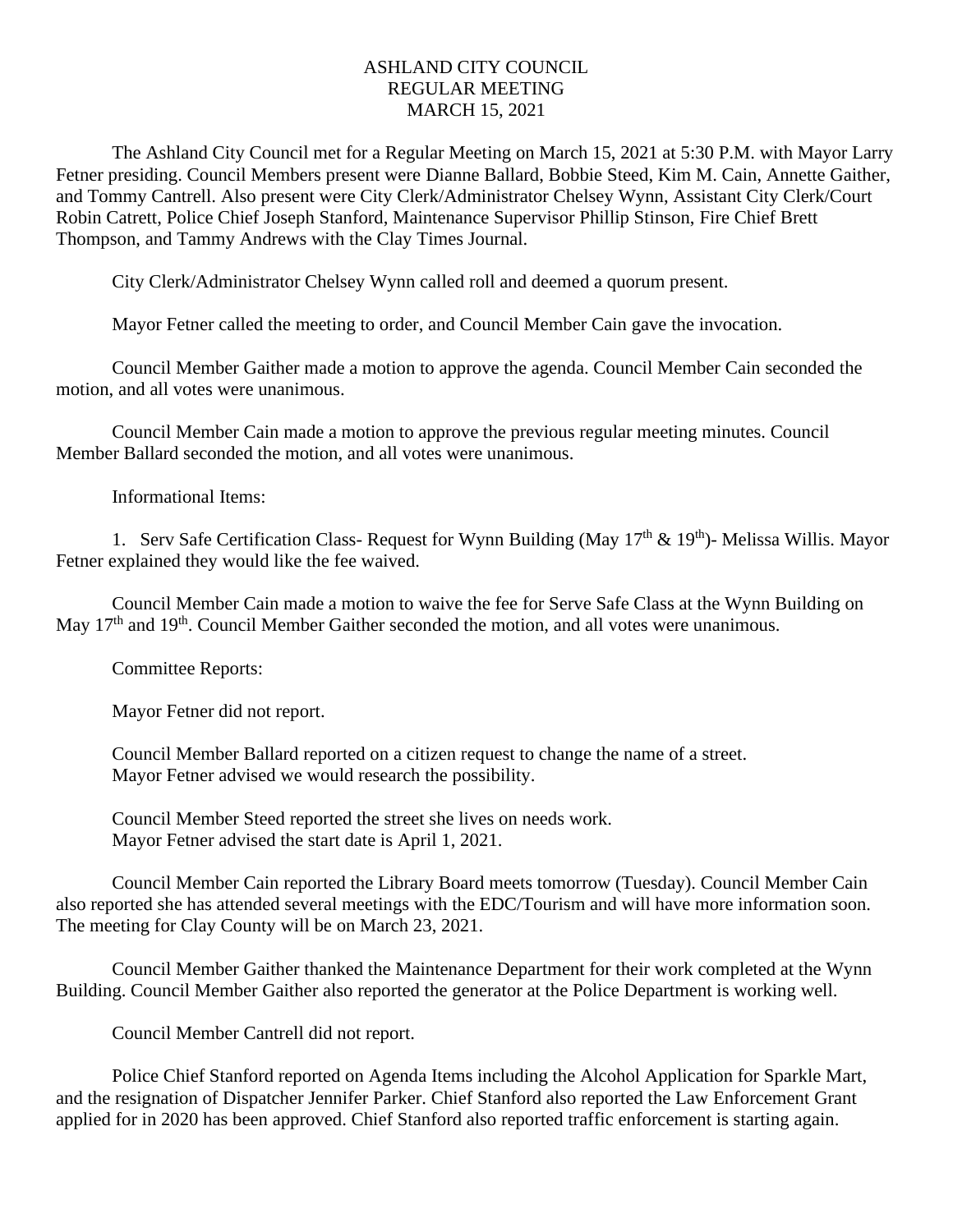# ASHLAND CITY COUNCIL
# REGULAR MEETING
# MARCH 15, 2021

The Ashland City Council met for a Regular Meeting on March 15, 2021 at 5:30 P.M. with Mayor Larry Fetner presiding. Council Members present were Dianne Ballard, Bobbie Steed, Kim M. Cain, Annette Gaither, and Tommy Cantrell. Also present were City Clerk/Administrator Chelsey Wynn, Assistant City Clerk/Court Robin Catrett, Police Chief Joseph Stanford, Maintenance Supervisor Phillip Stinson, Fire Chief Brett Thompson, and Tammy Andrews with the Clay Times Journal.

City Clerk/Administrator Chelsey Wynn called roll and deemed a quorum present.

Mayor Fetner called the meeting to order, and Council Member Cain gave the invocation.

Council Member Gaither made a motion to approve the agenda. Council Member Cain seconded the motion, and all votes were unanimous.

Council Member Cain made a motion to approve the previous regular meeting minutes. Council Member Ballard seconded the motion, and all votes were unanimous.

Informational Items:

1. Serv Safe Certification Class- Request for Wynn Building (May 17th & 19th)- Melissa Willis. Mayor Fetner explained they would like the fee waived.

Council Member Cain made a motion to waive the fee for Serve Safe Class at the Wynn Building on May 17th and 19th. Council Member Gaither seconded the motion, and all votes were unanimous.

Committee Reports:

Mayor Fetner did not report.

Council Member Ballard reported on a citizen request to change the name of a street.
Mayor Fetner advised we would research the possibility.

Council Member Steed reported the street she lives on needs work.
Mayor Fetner advised the start date is April 1, 2021.

Council Member Cain reported the Library Board meets tomorrow (Tuesday). Council Member Cain also reported she has attended several meetings with the EDC/Tourism and will have more information soon. The meeting for Clay County will be on March 23, 2021.

Council Member Gaither thanked the Maintenance Department for their work completed at the Wynn Building. Council Member Gaither also reported the generator at the Police Department is working well.

Council Member Cantrell did not report.

Police Chief Stanford reported on Agenda Items including the Alcohol Application for Sparkle Mart, and the resignation of Dispatcher Jennifer Parker. Chief Stanford also reported the Law Enforcement Grant applied for in 2020 has been approved. Chief Stanford also reported traffic enforcement is starting again.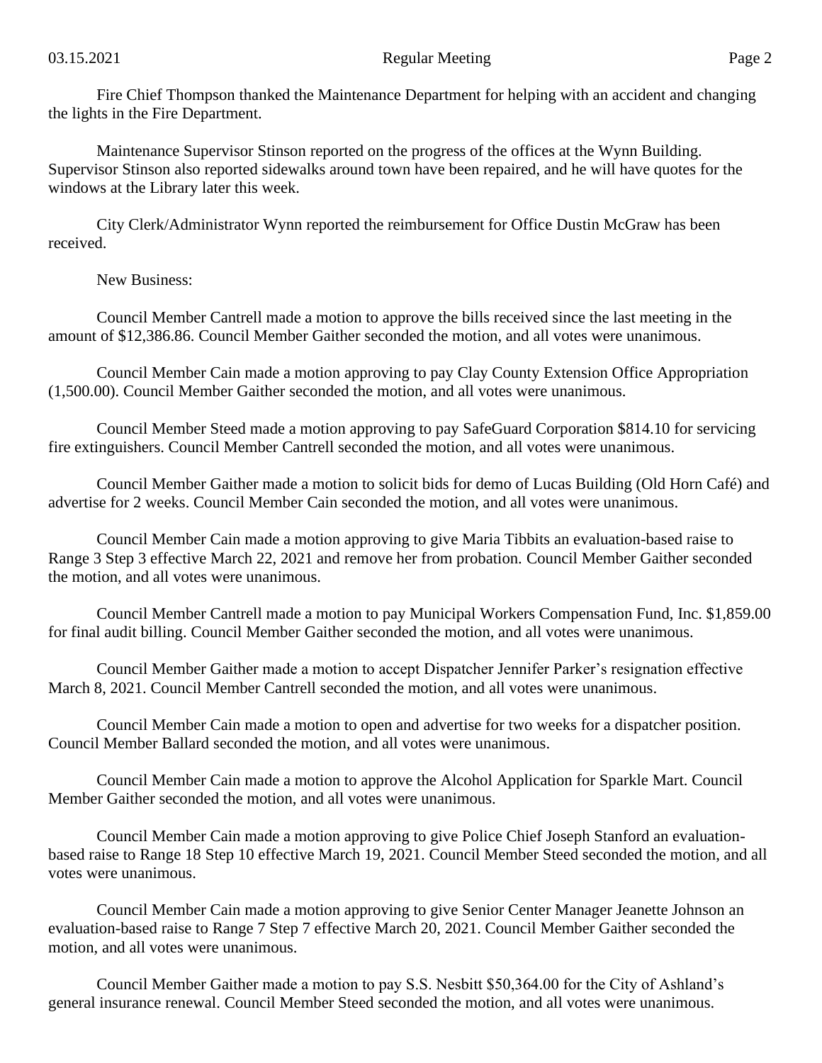Fire Chief Thompson thanked the Maintenance Department for helping with an accident and changing the lights in the Fire Department.

Maintenance Supervisor Stinson reported on the progress of the offices at the Wynn Building. Supervisor Stinson also reported sidewalks around town have been repaired, and he will have quotes for the windows at the Library later this week.

City Clerk/Administrator Wynn reported the reimbursement for Office Dustin McGraw has been received.

New Business:

Council Member Cantrell made a motion to approve the bills received since the last meeting in the amount of $12,386.86. Council Member Gaither seconded the motion, and all votes were unanimous.

Council Member Cain made a motion approving to pay Clay County Extension Office Appropriation (1,500.00). Council Member Gaither seconded the motion, and all votes were unanimous.

Council Member Steed made a motion approving to pay SafeGuard Corporation $814.10 for servicing fire extinguishers. Council Member Cantrell seconded the motion, and all votes were unanimous.

Council Member Gaither made a motion to solicit bids for demo of Lucas Building (Old Horn Café) and advertise for 2 weeks. Council Member Cain seconded the motion, and all votes were unanimous.

Council Member Cain made a motion approving to give Maria Tibbits an evaluation-based raise to Range 3 Step 3 effective March 22, 2021 and remove her from probation. Council Member Gaither seconded the motion, and all votes were unanimous.

Council Member Cantrell made a motion to pay Municipal Workers Compensation Fund, Inc. $1,859.00 for final audit billing. Council Member Gaither seconded the motion, and all votes were unanimous.

Council Member Gaither made a motion to accept Dispatcher Jennifer Parker's resignation effective March 8, 2021. Council Member Cantrell seconded the motion, and all votes were unanimous.

Council Member Cain made a motion to open and advertise for two weeks for a dispatcher position. Council Member Ballard seconded the motion, and all votes were unanimous.

Council Member Cain made a motion to approve the Alcohol Application for Sparkle Mart. Council Member Gaither seconded the motion, and all votes were unanimous.

Council Member Cain made a motion approving to give Police Chief Joseph Stanford an evaluation-based raise to Range 18 Step 10 effective March 19, 2021. Council Member Steed seconded the motion, and all votes were unanimous.

Council Member Cain made a motion approving to give Senior Center Manager Jeanette Johnson an evaluation-based raise to Range 7 Step 7 effective March 20, 2021. Council Member Gaither seconded the motion, and all votes were unanimous.

Council Member Gaither made a motion to pay S.S. Nesbitt $50,364.00 for the City of Ashland's general insurance renewal. Council Member Steed seconded the motion, and all votes were unanimous.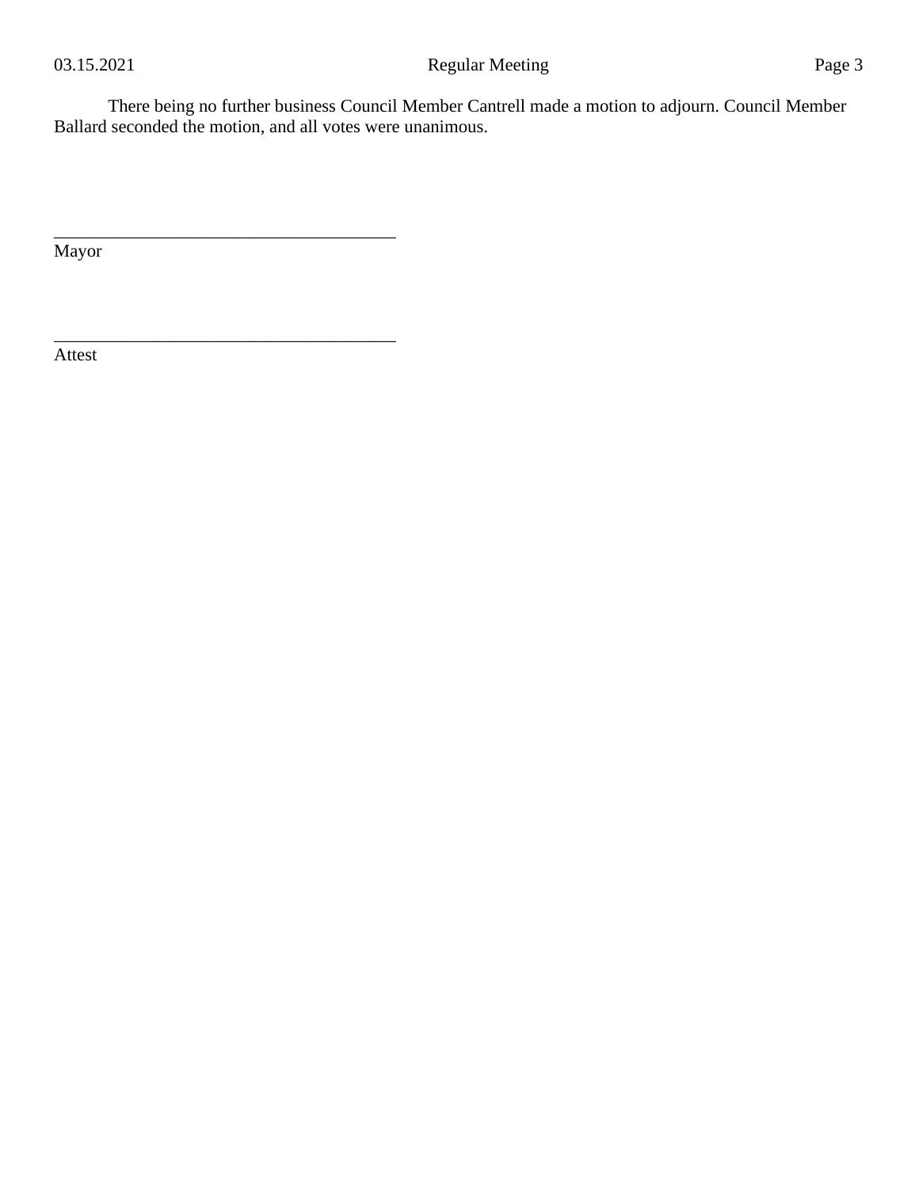There being no further business Council Member Cantrell made a motion to adjourn. Council Member Ballard seconded the motion, and all votes were unanimous.

\_\_\_\_\_\_\_\_\_\_\_\_\_\_\_\_\_\_\_\_\_\_\_\_\_\_\_\_\_\_\_\_\_\_\_\_\_\_

Mayor

\_\_\_\_\_\_\_\_\_\_\_\_\_\_\_\_\_\_\_\_\_\_\_\_\_\_\_\_\_\_\_\_\_\_\_\_\_\_

Attest